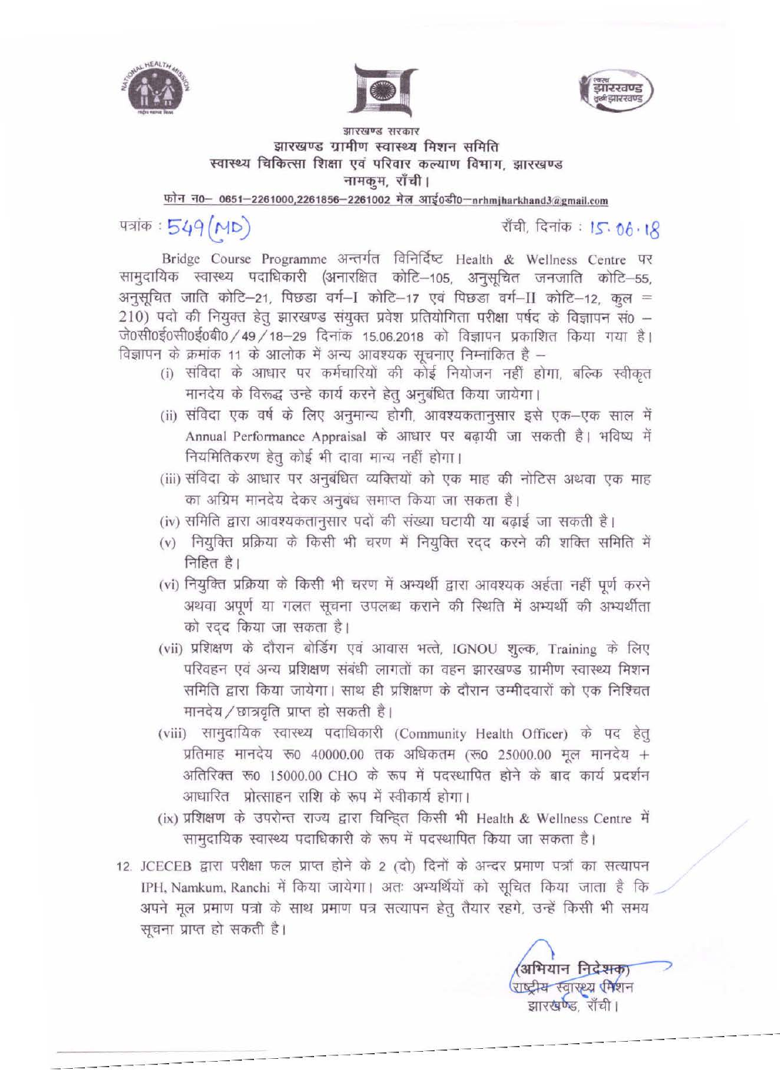झारखण्ड सरकार
झारखण्ड ग्रामीण स्वास्थ्य मिशन समिति
स्वास्थ्य चिकित्सा शिक्षा एवं परिवार कल्याण विभाग, झारखण्ड
नामकुम, राँची।
फोन न0– 0651–2261000,2261856–2261002 मेल आई0डी0–nrhmjharkhand3@gmail.com

पत्रांक : 549 (MD) राँची, दिनांक : 15.06.18

Bridge Course Programme अन्तर्गत विनिर्दिष्ट Health & Wellness Centre पर सामुदायिक स्वास्थ्य पदाधिकारी (अनारक्षित कोटि–105, अनुसूचित जनजाति कोटि–55, अनुसूचित जाति कोटि–21, पिछडा वर्ग–I कोटि–17 एवं पिछडा वर्ग–II कोटि–12, कुल = 210) पदो की नियुक्त हेतु झारखण्ड संयुक्त प्रवेश प्रतियोगिता परीक्षा पर्षद के विज्ञापन सं0 – जे0सी0ई0सी0ई0बी0 / 49 / 18–29 दिनांक 15.06.2018 को विज्ञापन प्रकाशित किया गया है। विज्ञापन के क्रमांक 11 के आलोक में अन्य आवश्यक सूचनाए निम्नांकित है –

(i) संविदा के आधार पर कर्मचारियों की कोई नियोजन नहीं होगा, बल्कि स्वीकृत मानदेय के विरूद्ध उन्हे कार्य करने हेतु अनुबंधित किया जायेगा।
(ii) संविदा एक वर्ष के लिए अनुमान्य होगी, आवश्यकतानुसार इसे एक–एक साल में Annual Performance Appraisal के आधार पर बढ़ायी जा सकती है। भविष्य में नियमितिकरण हेतु कोई भी दावा मान्य नहीं होगा।
(iii) संविदा के आधार पर अनुबंधित व्यक्तियों को एक माह की नोटिस अथवा एक माह का अग्रिम मानदेय देकर अनुबंध समाप्त किया जा सकता है।
(iv) समिति द्वारा आवश्यकतानुसार पदों की संख्या घटायी या बढ़ाई जा सकती है।
(v) नियुक्ति प्रक्रिया के किसी भी चरण में नियुक्ति रद्द करने की शक्ति समिति में निहित है।
(vi) नियुक्ति प्रक्रिया के किसी भी चरण में अभ्यर्थी द्वारा आवश्यक अर्हता नहीं पूर्ण करने अथवा अपूर्ण या गलत सूचना उपलब्ध कराने की स्थिति में अभ्यर्थी की अभ्यर्थीता को रद्द किया जा सकता है।
(vii) प्रशिक्षण के दौरान बोर्डिंग एवं आवास भत्ते, IGNOU शुल्क, Training के लिए परिवहन एवं अन्य प्रशिक्षण संबंधी लागतों का वहन झारखण्ड ग्रामीण स्वास्थ्य मिशन समिति द्वारा किया जायेगा। साथ ही प्रशिक्षण के दौरान उम्मीदवारों को एक निश्चित मानदेय / छात्रवृति प्राप्त हो सकती है।
(viii) सामुदायिक स्वास्थ्य पदाधिकारी (Community Health Officer) के पद हेतु प्रतिमाह मानदेय रू0 40000.00 तक अधिकतम (रू0 25000.00 मूल मानदेय + अतिरिक्त रू0 15000.00 CHO के रूप में पदस्थापित होने के बाद कार्य प्रदर्शन आधारित प्रोत्साहन राशि के रूप में स्वीकार्य होगा।
(ix) प्रशिक्षण के उपरोन्त राज्य द्वारा चिन्हित किसी भी Health & Wellness Centre में सामुदायिक स्वास्थ्य पदाधिकारी के रूप में पदस्थापित किया जा सकता है।

12. JCECEB द्वारा परीक्षा फल प्राप्त होने के 2 (दो) दिनों के अन्दर प्रमाण पत्रों का सत्यापन IPH, Namkum, Ranchi में किया जायेगा। अतः अभ्यर्थियों को सूचित किया जाता है कि अपने मूल प्रमाण पत्रो के साथ प्रमाण पत्र सत्यापन हेतु तैयार रहगे, उन्हें किसी भी समय सूचना प्राप्त हो सकती है।

(अभियान निदेशक)
राष्ट्रीय स्वास्थ्य मिशन
झारखण्ड, राँची।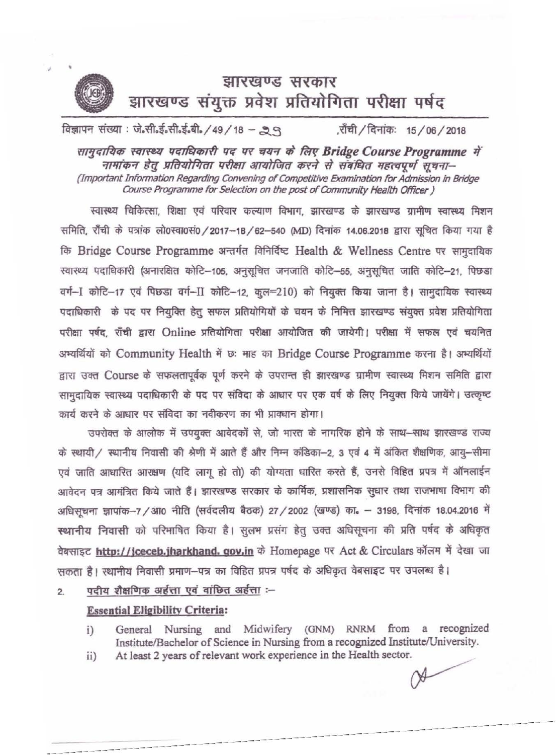# झारखण्ड सरकार
# झारखण्ड संयुक्त प्रवेश प्रतियोगिता परीक्षा पर्षद

विज्ञापन संख्या : जे॰सी॰ई॰सी॰ई॰बी॰/49/18 – 29 ,राँची/दिनांकः 15/06/2018

***सामुदायिक स्वास्थ्य पदाधिकारी पद पर चयन के लिए Bridge Course Programme में नामांकन हेतु प्रतियोगिता परीक्षा आयोजित करने से संबंधित महत्वपूर्ण सूचना–***
*(Important Information Regarding Convening of Competitive Examination for Admission in Bridge Course Programme for Selection on the post of Community Health Officer)*

स्वास्थ्य चिकित्सा, शिक्षा एवं परिवार कल्याण विभाग, झारखण्ड के झारखण्ड ग्रामीण स्वास्थ्य मिशन समिति, राँची के पत्रांक लो०स्वा०सं०/2017–18/62–540 (MD) दिनांक 14.06.2018 द्वारा सूचित किया गया है कि Bridge Course Programme अन्तर्गत विनिर्दिष्ट Health & Wellness Centre पर सामुदायिक स्वास्थ्य पदाधिकारी (अनारक्षित कोटि–105, अनुसूचित जनजाति कोटि–55, अनुसूचित जाति कोटि–21, पिछड़ा वर्ग–I कोटि–17 एवं पिछड़ा वर्ग–II कोटि–12, कुल=210) को नियुक्त किया जाना है। सामुदायिक स्वास्थ्य पदाधिकारी के पद पर नियुक्ति हेतु सफल प्रतियोगियों के चयन के निमित्त झारखण्ड संयुक्त प्रवेश प्रतियोगिता परीक्षा पर्षद, राँची द्वारा Online प्रतियोगिता परीक्षा आयोजित की जायेगी। परीक्षा में सफल एवं चयनित अभ्यर्थियों को Community Health में छः माह का Bridge Course Programme करना है। अभ्यर्थियों द्वारा उक्त Course के सफलतापूर्वक पूर्ण करने के उपरान्त ही झारखण्ड ग्रामीण स्वास्थ्य मिशन समिति द्वारा सामुदायिक स्वास्थ्य पदाधिकारी के पद पर संविदा के आधार पर एक वर्ष के लिए नियुक्त किये जायेंगे। उत्कृष्ट कार्य करने के आधार पर संविदा का नवीकरण का भी प्रावधान होगा।

उपरोक्त के आलोक में उपयुक्त आवेदकों से, जो भारत के नागरिक होने के साथ–साथ झारखण्ड राज्य के स्थायी/ स्थानीय निवासी की श्रेणी में आते हैं और निम्न कंडिका–2, 3 एवं 4 में अंकित शैक्षणिक, आयु–सीमा एवं जाति आधारित आरक्षण (यदि लागू हो तो) की योग्यता धारित करते हैं, उनसे विहित प्रपत्र में ऑनलाईन आवेदन पत्र आमंत्रित किये जाते हैं। झारखण्ड सरकार के कार्मिक, प्रशासनिक सुधार तथा राजभाषा विभाग की अधिसूचना ज्ञापांक–7/आ० नीति (सर्वदलीय बैठक) 27/2002 (खण्ड) का॰ – 3198, दिनांक 18.04.2016 में **स्थानीय** निवासी को परिभाषित किया है। सुलभ प्रसंग हेतु उक्त अधिसूचना की प्रति पर्षद के अधिकृत वेबसाइट **http://jceceb.jharkhand.gov.in** के Homepage पर Act & Circulars कॉलम में देखा जा सकता है। स्थानीय निवासी प्रमाण–पत्र का विहित प्रपत्र पर्षद के अधिकृत वेबसाइट पर उपलब्ध है।

2. <u>पदीय शैक्षणिक अर्हत्ता एवं वांछित अर्हत्ता</u> :–

**Essential Eligibility Criteria:**

i) General Nursing and Midwifery (GNM) RNRM from a recognized Institute/Bachelor of Science in Nursing from a recognized Institute/University.
ii) At least 2 years of relevant work experience in the Health sector.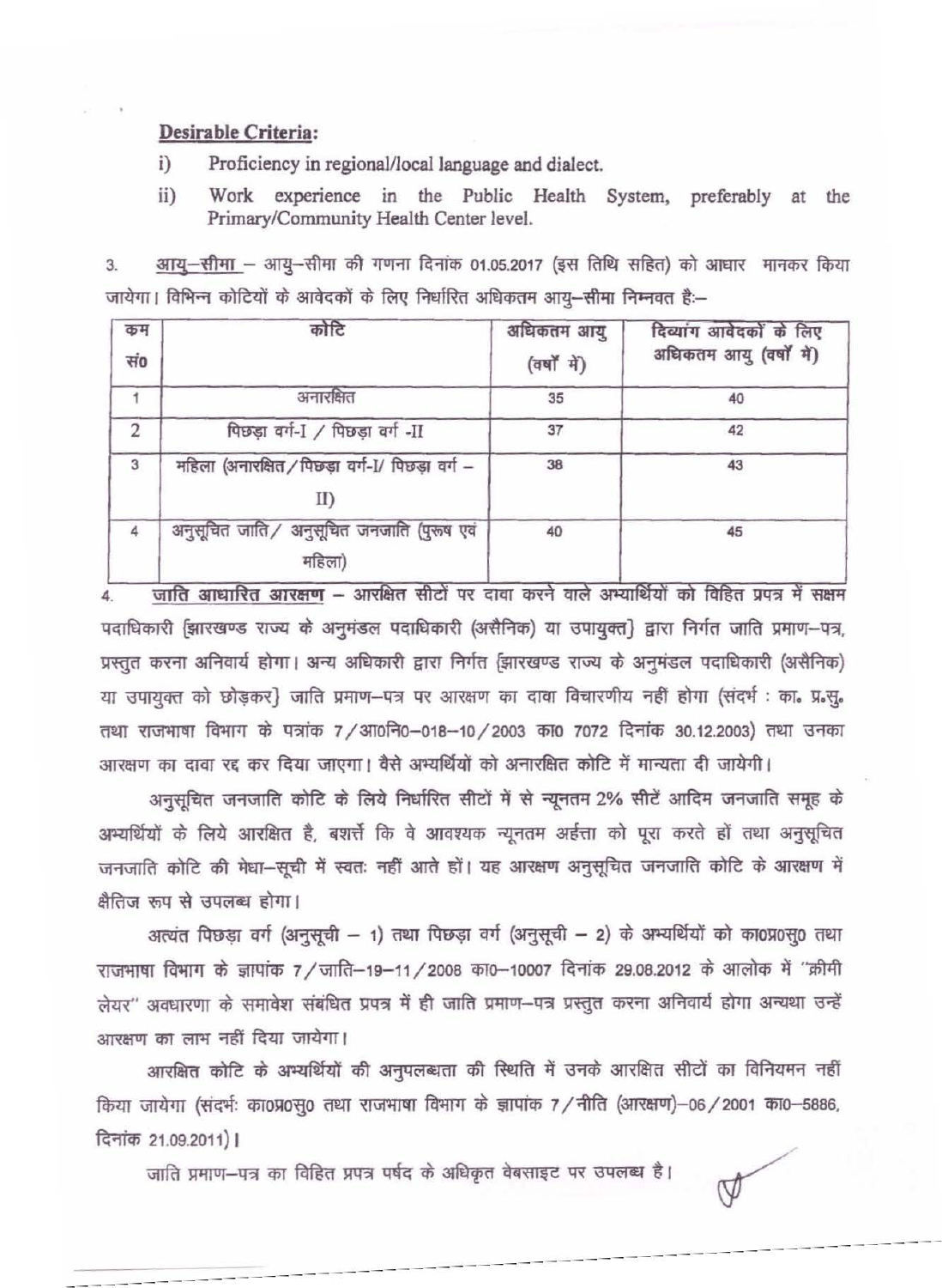**Desirable Criteria:**

i) Proficiency in regional/local language and dialect.

ii) Work experience in the Public Health System, preferably at the Primary/Community Health Center level.

3. <u>आयु–सीमा</u> – आयु–सीमा की गणना दिनांक 01.05.2017 (इस तिथि सहित) को आधार मानकर किया जायेगा। विभिन्न कोटियों के आवेदकों के लिए निर्धारित अधिकतम आयु–सीमा निम्नवत है:–

| क्रम सं0 | कोटि | अधिकतम आयु (वर्षों में) | दिव्यांग आवेदकों के लिए अधिकतम आयु (वर्षों में) |
|---|---|---|---|
| 1 | अनारक्षित | 35 | 40 |
| 2 | पिछड़ा वर्ग-I / पिछड़ा वर्ग -II | 37 | 42 |
| 3 | महिला (अनारक्षित / पिछड़ा वर्ग-I/ पिछड़ा वर्ग – II) | 38 | 43 |
| 4 | अनुसूचित जाति / अनुसूचित जनजाति (पुरूष एवं महिला) | 40 | 45 |

4. <u>जाति आधारित आरक्षण</u> – आरक्षित सीटों पर दावा करने वाले अभ्यर्थियों को विहित प्रपत्र में सक्षम पदाधिकारी {झारखण्ड राज्य के अनुमंडल पदाधिकारी (असैनिक) या उपायुक्त} द्वारा निर्गत जाति प्रमाण–पत्र, प्रस्तुत करना अनिवार्य होगा। अन्य अधिकारी द्वारा निर्गत {झारखण्ड राज्य के अनुमंडल पदाधिकारी (असैनिक) या उपायुक्त को छोड़कर} जाति प्रमाण–पत्र पर आरक्षण का दावा विचारणीय नहीं होगा (संदर्भ : का॰ प्र॰सु॰ तथा राजभाषा विभाग के पत्रांक 7/आ0नि0–018–10/2003 का0 7072 दिनांक 30.12.2003) तथा उनका आरक्षण का दावा रद्द कर दिया जाएगा। वैसे अभ्यर्थियों को अनारक्षित कोटि में मान्यता दी जायेगी।

अनुसूचित जनजाति कोटि के लिये निर्धारित सीटों में से न्यूनतम 2% सीटें आदिम जनजाति समूह के अभ्यर्थियों के लिये आरक्षित है, बशर्त्ते कि वे आवश्यक न्यूनतम अर्हत्ता को पूरा करते हों तथा अनुसूचित जनजाति कोटि की मेधा–सूची में स्वतः नहीं आते हों। यह आरक्षण अनुसूचित जनजाति कोटि के आरक्षण में क्षैतिज रूप से उपलब्ध होगा।

अत्यंत पिछड़ा वर्ग (अनुसूची – 1) तथा पिछड़ा वर्ग (अनुसूची – 2) के अभ्यर्थियों को का0प्र0सु0 तथा राजभाषा विभाग के ज्ञापांक 7/जाति–19–11/2008 का0–10007 दिनांक 29.08.2012 के आलोक में "क्रीमी लेयर" अवधारणा के समावेश संबंधित प्रपत्र में ही जाति प्रमाण–पत्र प्रस्तुत करना अनिवार्य होगा अन्यथा उन्हें आरक्षण का लाभ नहीं दिया जायेगा।

आरक्षित कोटि के अभ्यर्थियों की अनुपलब्धता की स्थिति में उनके आरक्षित सीटों का विनियमन नहीं किया जायेगा (संदर्भः का0प्र0सु0 तथा राजभाषा विभाग के ज्ञापांक 7/नीति (आरक्षण)–06/2001 का0–5886, दिनांक 21.09.2011)।

जाति प्रमाण–पत्र का विहित प्रपत्र पर्षद के अधिकृत वेबसाइट पर उपलब्ध है।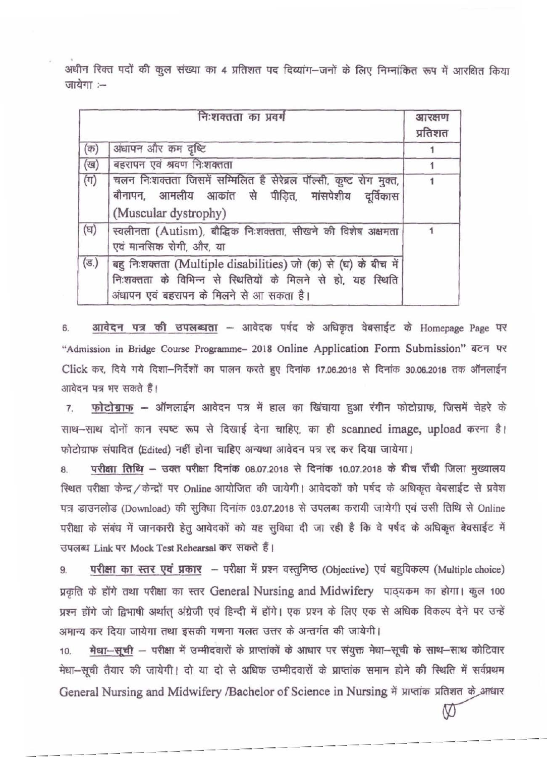अधीन रिक्त पदों की कुल संख्या का 4 प्रतिशत पद दिव्यांग–जनों के लिए निम्नांकित रूप में आरक्षित किया जायेगा :–

| | निःशक्तता का प्रवर्ग | आरक्षण प्रतिशत |
|---|---|---|
| (क) | अंधापन और कम दृष्टि | 1 |
| (ख) | बहरापन एवं श्रवण निःशक्तता | 1 |
| (ग) | चलन निःशक्तता जिसमें सम्मिलित है सेरेब्रल पॉल्सी, कुष्ट रोग मुक्त, बौनापन, आमलीय आक्रांत से पीड़ित, मांसपेशीय दूर्विकास (Muscular dystrophy) | 1 |
| (घ) | स्वलीनता (Autism), बौद्धिक निःशक्तता, सीखने की विशेष अक्षमता एवं मानसिक रोगी, और, या | 1 |
| (ड.) | बहु निःशक्तता (Multiple disabilities) जो (क) से (घ) के बीच में निःशक्तता के विभिन्न से स्थितियों के मिलने से हो, यह स्थिति अंधापन एवं बहरापन के मिलने से आ सकता है। | |

6. **आवेदन पत्र की उपलब्धता** – आवेदक पर्षद के अधिकृत वेबसाईट के Homepage Page पर "Admission in Bridge Course Programme- 2018 Online Application Form Submission" बटन पर Click कर, दिये गये दिशा–निर्देशों का पालन करते हुए दिनांक 17.06.2018 से दिनांक 30.06.2018 तक ऑनलाईन आवेदन पत्र भर सकते हैं।

7. **फोटोग्राफ** – ऑनलाईन आवेदन पत्र में हाल का खिंचाया हुआ रंगीन फोटोग्राफ, जिसमें चेहरे के साथ–साथ दोनों कान स्पष्ट रूप से दिखाई देना चाहिए, का ही scanned image, upload करना है। फोटोग्राफ संपादित (Edited) नहीं होना चाहिए अन्यथा आवेदन पत्र रद्द कर दिया जायेगा।

8. **परीक्षा तिथि** – उक्त परीक्षा दिनांक 08.07.2018 से दिनांक 10.07.2018 के बीच राँची जिला मुख्यालय स्थित परीक्षा केन्द्र/केन्द्रों पर Online आयोजित की जायेगी। आवेदकों को पर्षद के अधिकृत वेबसाईट से प्रवेश पत्र डाउनलोड (Download) की सुविधा दिनांक 03.07.2018 से उपलब्ध करायी जायेगी एवं उसी तिथि से Online परीक्षा के संबंध में जानकारी हेतु आवेदकों को यह सुविधा दी जा रही है कि वे पर्षद के अधिकृत बेवसाईट में उपलब्ध Link पर Mock Test Rehearsal कर सकते हैं।

9. **परीक्षा का स्तर एवं प्रकार** – परीक्षा में प्रश्न वस्तुनिष्ठ (Objective) एवं बहुविकल्प (Multiple choice) प्रकृति के होंगे तथा परीक्षा का स्तर General Nursing and Midwifery पाठ्यक्रम का होगा। कुल 100 प्रश्न होंगे जो द्विभाषी अर्थात् अंग्रेजी एवं हिन्दी में होंगे। एक प्रश्न के लिए एक से अधिक विकल्प देने पर उन्हें अमान्य कर दिया जायेगा तथा इसकी गणना गलत उत्तर के अन्तर्गत की जायेगी।

10. **मेधा–सूची** – परीक्षा में उम्मीदवारों के प्राप्तांकों के आधार पर संयुक्त मेधा–सूची के साथ–साथ कोटिवार मेधा–सूची तैयार की जायेगी। दो या दो से अधिक उम्मीदवारों के प्राप्तांक समान होने की स्थिति में सर्वप्रथम General Nursing and Midwifery /Bachelor of Science in Nursing में प्राप्तांक प्रतिशत के आधार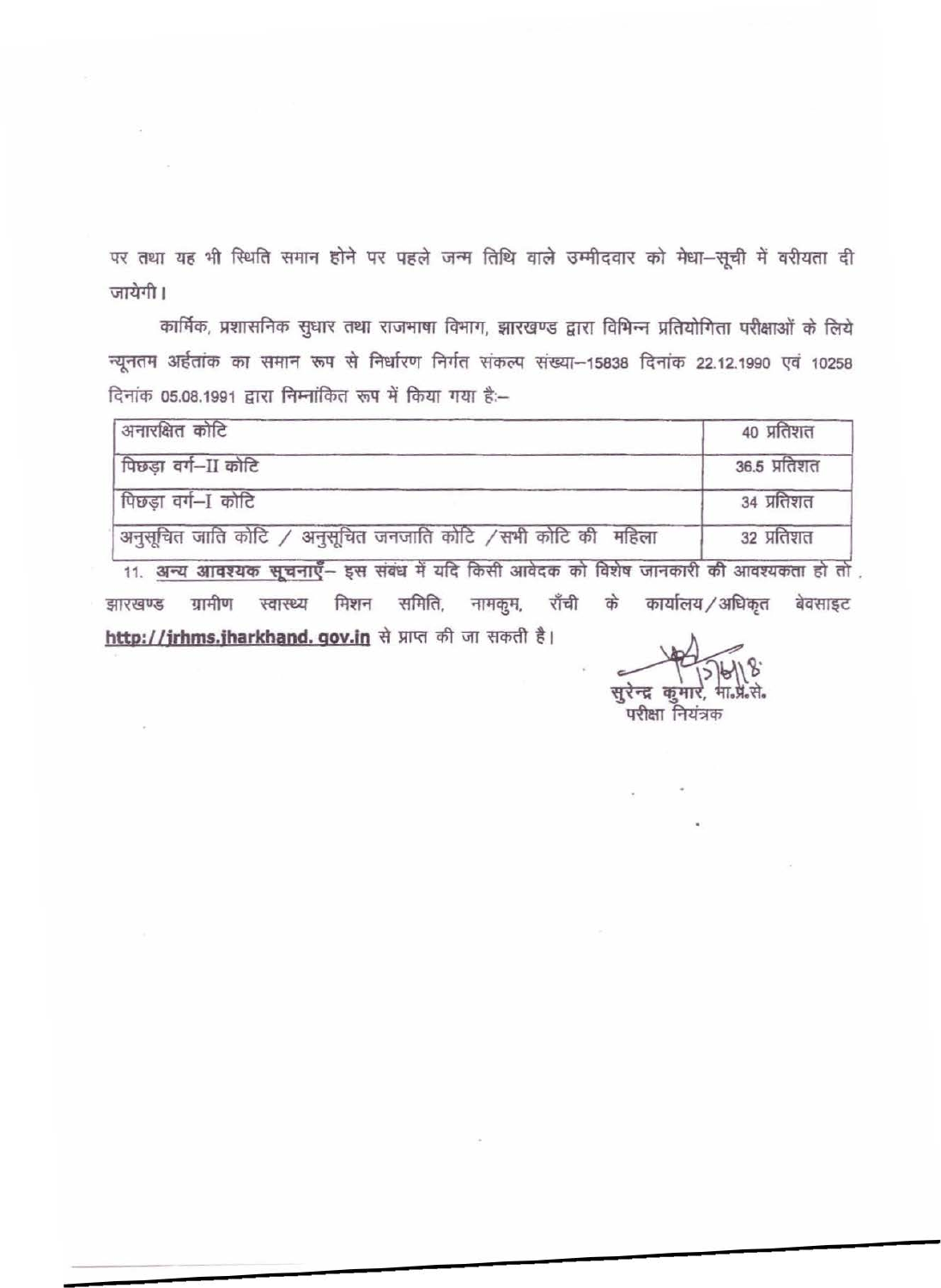पर तथा यह भी स्थिति समान होने पर पहले जन्म तिथि वाले उम्मीदवार को मेधा–सूची में वरीयता दी जायेगी।

कार्मिक, प्रशासनिक सुधार तथा राजभाषा विभाग, झारखण्ड द्वारा विभिन्न प्रतियोगिता परीक्षाओं के लिये न्यूनतम अर्हतांक का समान रूप से निर्धारण निर्गत संकल्प संख्या–15838 दिनांक 22.12.1990 एवं 10258 दिनांक 05.08.1991 द्वारा निम्नांकित रूप में किया गया है:–

| | |
|---|---|
| अनारक्षित कोटि | 40 प्रतिशत |
| पिछड़ा वर्ग–II कोटि | 36.5 प्रतिशत |
| पिछड़ा वर्ग–I कोटि | 34 प्रतिशत |
| अनुसूचित जाति कोटि / अनुसूचित जनजाति कोटि / सभी कोटि की महिला | 32 प्रतिशत |

11. **अन्य आवश्यक सूचनाएँ**– इस संबंध में यदि किसी आवेदक को विशेष जानकारी की आवश्यकता हो तो, झारखण्ड ग्रामीण स्वास्थ्य मिशन समिति, नामकुम, राँची के कार्यालय/अधिकृत बेवसाइट **http://jrhms.jharkhand.gov.in** से प्राप्त की जा सकती है।

15/6/18

सुरेन्द्र कुमार, भा.प्र.से.
परीक्षा नियंत्रक